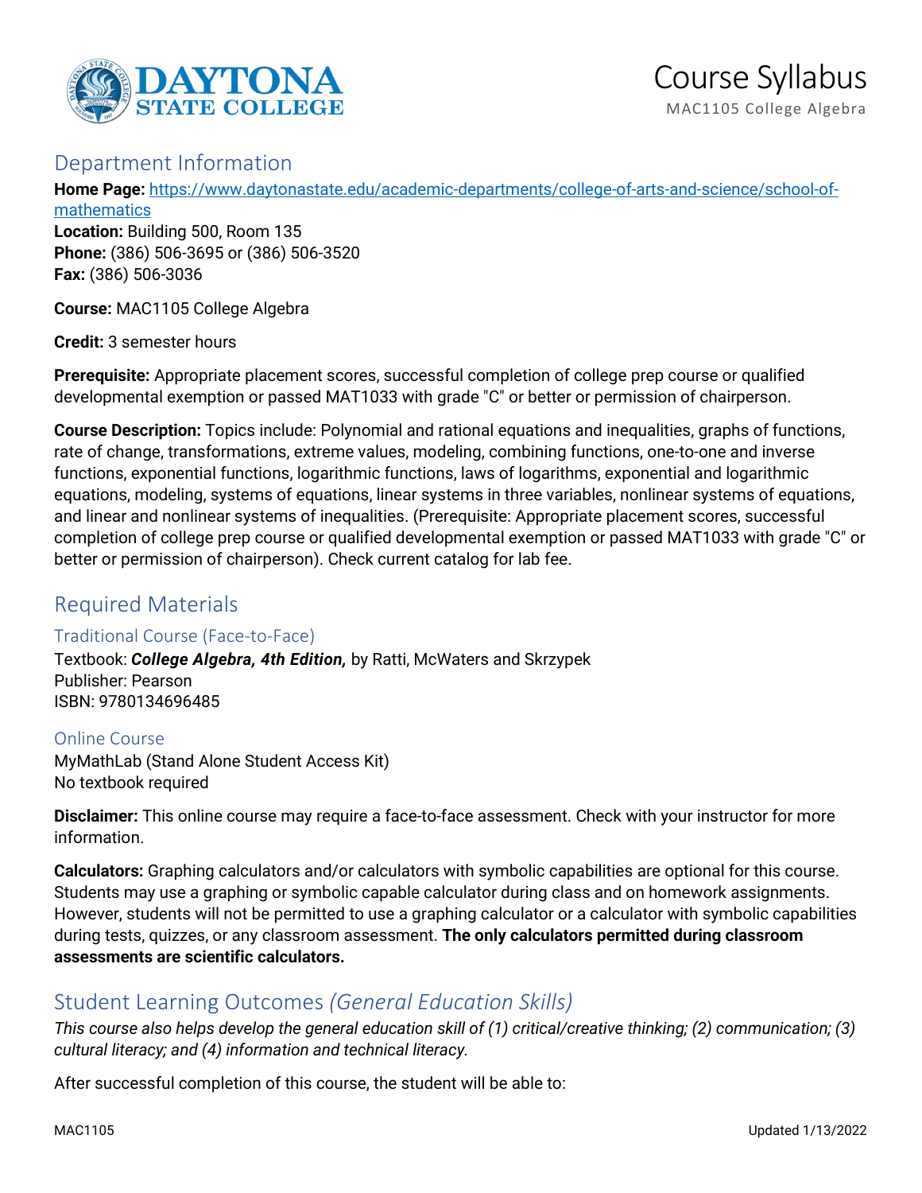# Course Syllabus

MAC1105 College Algebra

## Department Information

**Home Page:** https://www.daytonastate.edu/academic-departments/college-of-arts-and-science/school-of-mathematics
**Location:** Building 500, Room 135
**Phone:** (386) 506-3695 or (386) 506-3520
**Fax:** (386) 506-3036

**Course:** MAC1105 College Algebra

**Credit:** 3 semester hours

**Prerequisite:** Appropriate placement scores, successful completion of college prep course or qualified developmental exemption or passed MAT1033 with grade "C" or better or permission of chairperson.

**Course Description:** Topics include: Polynomial and rational equations and inequalities, graphs of functions, rate of change, transformations, extreme values, modeling, combining functions, one-to-one and inverse functions, exponential functions, logarithmic functions, laws of logarithms, exponential and logarithmic equations, modeling, systems of equations, linear systems in three variables, nonlinear systems of equations, and linear and nonlinear systems of inequalities. (Prerequisite: Appropriate placement scores, successful completion of college prep course or qualified developmental exemption or passed MAT1033 with grade "C" or better or permission of chairperson). Check current catalog for lab fee.

## Required Materials

### Traditional Course (Face-to-Face)

Textbook: ***College Algebra, 4th Edition,*** by Ratti, McWaters and Skrzypek
Publisher: Pearson
ISBN: 9780134696485

### Online Course

MyMathLab (Stand Alone Student Access Kit)
No textbook required

**Disclaimer:** This online course may require a face-to-face assessment. Check with your instructor for more information.

**Calculators:** Graphing calculators and/or calculators with symbolic capabilities are optional for this course. Students may use a graphing or symbolic capable calculator during class and on homework assignments. However, students will not be permitted to use a graphing calculator or a calculator with symbolic capabilities during tests, quizzes, or any classroom assessment. **The only calculators permitted during classroom assessments are scientific calculators.**

## Student Learning Outcomes *(General Education Skills)*

*This course also helps develop the general education skill of (1) critical/creative thinking; (2) communication; (3) cultural literacy; and (4) information and technical literacy.*

After successful completion of this course, the student will be able to: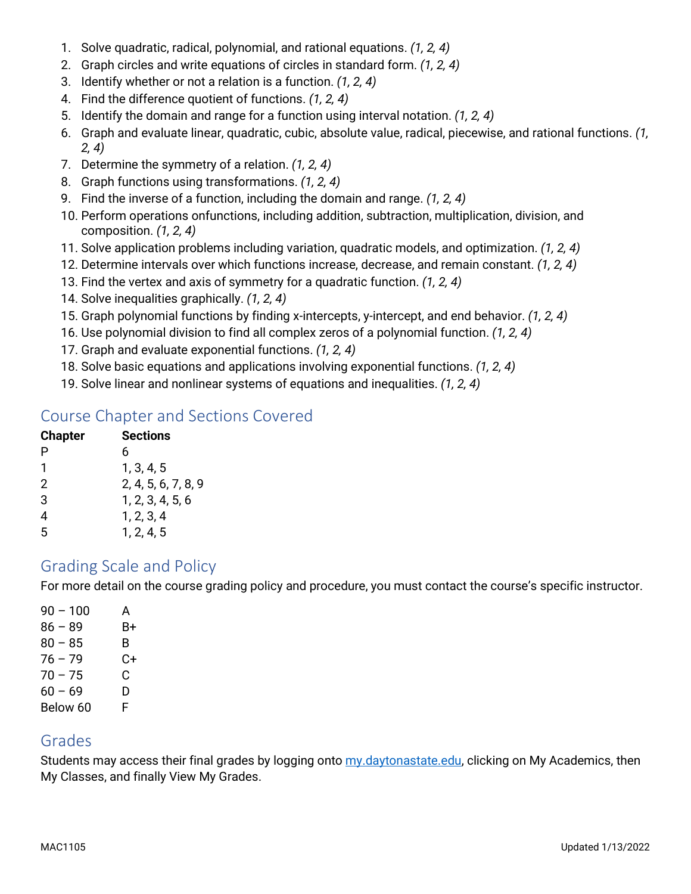1. Solve quadratic, radical, polynomial, and rational equations. *(1, 2, 4)*
2. Graph circles and write equations of circles in standard form. *(1, 2, 4)*
3. Identify whether or not a relation is a function. *(1, 2, 4)*
4. Find the difference quotient of functions. *(1, 2, 4)*
5. Identify the domain and range for a function using interval notation. *(1, 2, 4)*
6. Graph and evaluate linear, quadratic, cubic, absolute value, radical, piecewise, and rational functions. *(1, 2, 4)*
7. Determine the symmetry of a relation. *(1, 2, 4)*
8. Graph functions using transformations. *(1, 2, 4)*
9. Find the inverse of a function, including the domain and range. *(1, 2, 4)*
10. Perform operations onfunctions, including addition, subtraction, multiplication, division, and composition. *(1, 2, 4)*
11. Solve application problems including variation, quadratic models, and optimization. *(1, 2, 4)*
12. Determine intervals over which functions increase, decrease, and remain constant. *(1, 2, 4)*
13. Find the vertex and axis of symmetry for a quadratic function. *(1, 2, 4)*
14. Solve inequalities graphically. *(1, 2, 4)*
15. Graph polynomial functions by finding x-intercepts, y-intercept, and end behavior. *(1, 2, 4)*
16. Use polynomial division to find all complex zeros of a polynomial function. *(1, 2, 4)*
17. Graph and evaluate exponential functions. *(1, 2, 4)*
18. Solve basic equations and applications involving exponential functions. *(1, 2, 4)*
19. Solve linear and nonlinear systems of equations and inequalities. *(1, 2, 4)*

## Course Chapter and Sections Covered

| Chapter | Sections |
|---|---|
| P | 6 |
| 1 | 1, 3, 4, 5 |
| 2 | 2, 4, 5, 6, 7, 8, 9 |
| 3 | 1, 2, 3, 4, 5, 6 |
| 4 | 1, 2, 3, 4 |
| 5 | 1, 2, 4, 5 |

## Grading Scale and Policy

For more detail on the course grading policy and procedure, you must contact the course's specific instructor.

| | |
|---|---|
| 90 – 100 | A |
| 86 – 89 | B+ |
| 80 – 85 | B |
| 76 – 79 | C+ |
| 70 – 75 | C |
| 60 – 69 | D |
| Below 60 | F |

## Grades

Students may access their final grades by logging onto my.daytonastate.edu, clicking on My Academics, then My Classes, and finally View My Grades.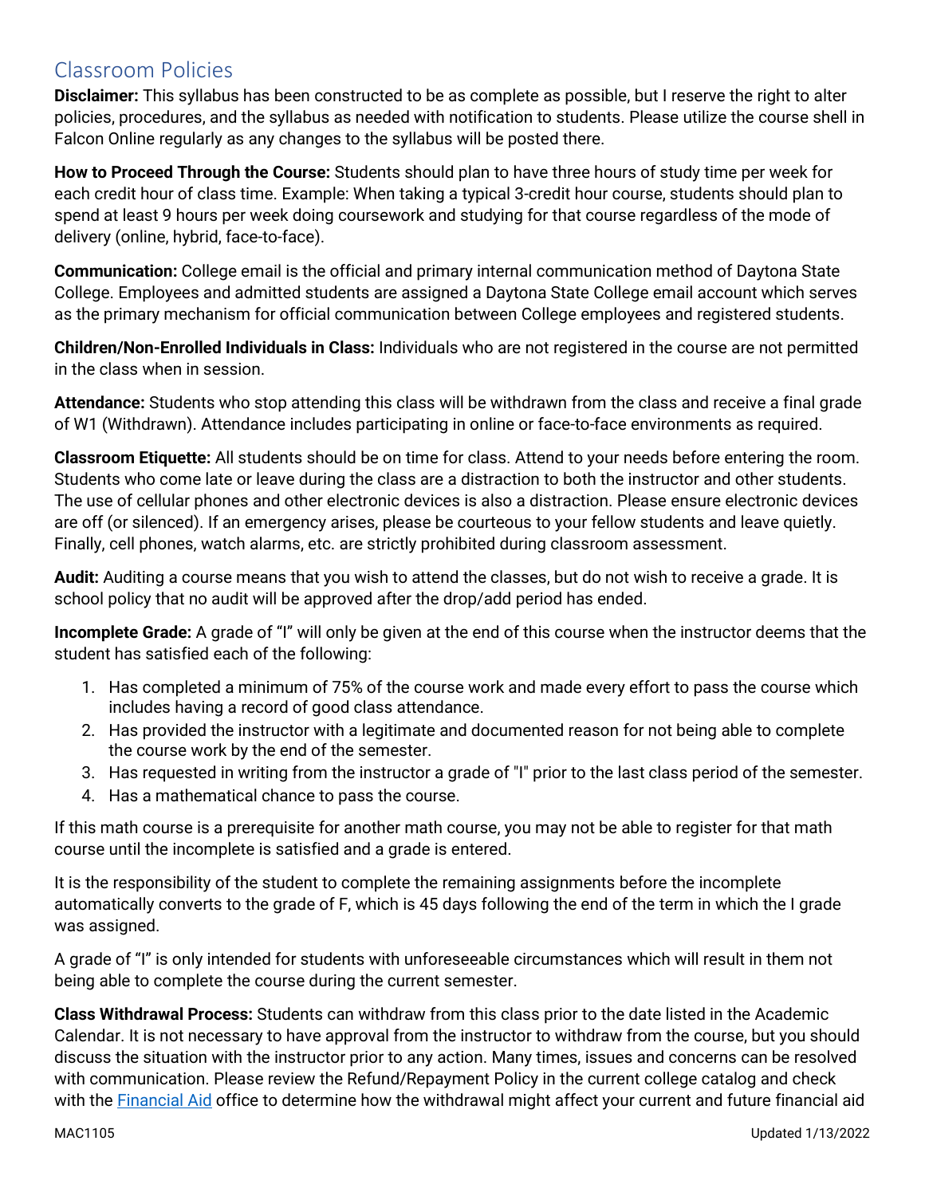## Classroom Policies

**Disclaimer:** This syllabus has been constructed to be as complete as possible, but I reserve the right to alter policies, procedures, and the syllabus as needed with notification to students. Please utilize the course shell in Falcon Online regularly as any changes to the syllabus will be posted there.

**How to Proceed Through the Course:** Students should plan to have three hours of study time per week for each credit hour of class time. Example: When taking a typical 3-credit hour course, students should plan to spend at least 9 hours per week doing coursework and studying for that course regardless of the mode of delivery (online, hybrid, face-to-face).

**Communication:** College email is the official and primary internal communication method of Daytona State College. Employees and admitted students are assigned a Daytona State College email account which serves as the primary mechanism for official communication between College employees and registered students.

**Children/Non-Enrolled Individuals in Class:** Individuals who are not registered in the course are not permitted in the class when in session.

**Attendance:** Students who stop attending this class will be withdrawn from the class and receive a final grade of W1 (Withdrawn). Attendance includes participating in online or face-to-face environments as required.

**Classroom Etiquette:** All students should be on time for class. Attend to your needs before entering the room. Students who come late or leave during the class are a distraction to both the instructor and other students. The use of cellular phones and other electronic devices is also a distraction. Please ensure electronic devices are off (or silenced). If an emergency arises, please be courteous to your fellow students and leave quietly. Finally, cell phones, watch alarms, etc. are strictly prohibited during classroom assessment.

**Audit:** Auditing a course means that you wish to attend the classes, but do not wish to receive a grade. It is school policy that no audit will be approved after the drop/add period has ended.

**Incomplete Grade:** A grade of "I" will only be given at the end of this course when the instructor deems that the student has satisfied each of the following:

1. Has completed a minimum of 75% of the course work and made every effort to pass the course which includes having a record of good class attendance.
2. Has provided the instructor with a legitimate and documented reason for not being able to complete the course work by the end of the semester.
3. Has requested in writing from the instructor a grade of "I" prior to the last class period of the semester.
4. Has a mathematical chance to pass the course.

If this math course is a prerequisite for another math course, you may not be able to register for that math course until the incomplete is satisfied and a grade is entered.

It is the responsibility of the student to complete the remaining assignments before the incomplete automatically converts to the grade of F, which is 45 days following the end of the term in which the I grade was assigned.

A grade of "I" is only intended for students with unforeseeable circumstances which will result in them not being able to complete the course during the current semester.

**Class Withdrawal Process:** Students can withdraw from this class prior to the date listed in the Academic Calendar. It is not necessary to have approval from the instructor to withdraw from the course, but you should discuss the situation with the instructor prior to any action. Many times, issues and concerns can be resolved with communication. Please review the Refund/Repayment Policy in the current college catalog and check with the Financial Aid office to determine how the withdrawal might affect your current and future financial aid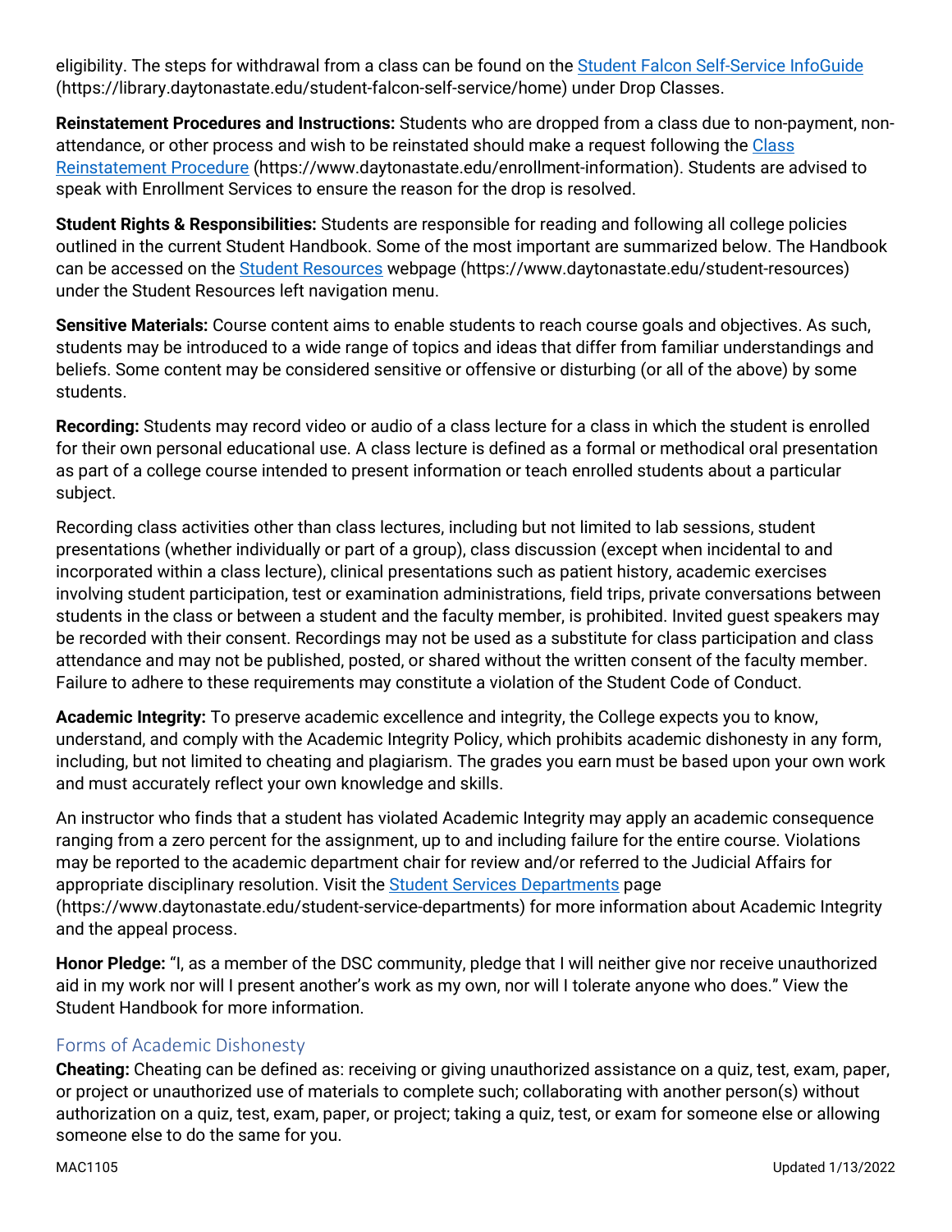eligibility. The steps for withdrawal from a class can be found on the [Student Falcon Self-Service InfoGuide](https://library.daytonastate.edu/student-falcon-self-service/home) (https://library.daytonastate.edu/student-falcon-self-service/home) under Drop Classes.

**Reinstatement Procedures and Instructions:** Students who are dropped from a class due to non-payment, non-attendance, or other process and wish to be reinstated should make a request following the [Class Reinstatement Procedure](https://www.daytonastate.edu/enrollment-information) (https://www.daytonastate.edu/enrollment-information). Students are advised to speak with Enrollment Services to ensure the reason for the drop is resolved.

**Student Rights & Responsibilities:** Students are responsible for reading and following all college policies outlined in the current Student Handbook. Some of the most important are summarized below. The Handbook can be accessed on the [Student Resources](https://www.daytonastate.edu/student-resources) webpage (https://www.daytonastate.edu/student-resources) under the Student Resources left navigation menu.

**Sensitive Materials:** Course content aims to enable students to reach course goals and objectives. As such, students may be introduced to a wide range of topics and ideas that differ from familiar understandings and beliefs. Some content may be considered sensitive or offensive or disturbing (or all of the above) by some students.

**Recording:** Students may record video or audio of a class lecture for a class in which the student is enrolled for their own personal educational use. A class lecture is defined as a formal or methodical oral presentation as part of a college course intended to present information or teach enrolled students about a particular subject.

Recording class activities other than class lectures, including but not limited to lab sessions, student presentations (whether individually or part of a group), class discussion (except when incidental to and incorporated within a class lecture), clinical presentations such as patient history, academic exercises involving student participation, test or examination administrations, field trips, private conversations between students in the class or between a student and the faculty member, is prohibited. Invited guest speakers may be recorded with their consent. Recordings may not be used as a substitute for class participation and class attendance and may not be published, posted, or shared without the written consent of the faculty member. Failure to adhere to these requirements may constitute a violation of the Student Code of Conduct.

**Academic Integrity:** To preserve academic excellence and integrity, the College expects you to know, understand, and comply with the Academic Integrity Policy, which prohibits academic dishonesty in any form, including, but not limited to cheating and plagiarism. The grades you earn must be based upon your own work and must accurately reflect your own knowledge and skills.

An instructor who finds that a student has violated Academic Integrity may apply an academic consequence ranging from a zero percent for the assignment, up to and including failure for the entire course. Violations may be reported to the academic department chair for review and/or referred to the Judicial Affairs for appropriate disciplinary resolution. Visit the [Student Services Departments](https://www.daytonastate.edu/student-service-departments) page (https://www.daytonastate.edu/student-service-departments) for more information about Academic Integrity and the appeal process.

**Honor Pledge:** "I, as a member of the DSC community, pledge that I will neither give nor receive unauthorized aid in my work nor will I present another's work as my own, nor will I tolerate anyone who does." View the Student Handbook for more information.

## Forms of Academic Dishonesty

**Cheating:** Cheating can be defined as: receiving or giving unauthorized assistance on a quiz, test, exam, paper, or project or unauthorized use of materials to complete such; collaborating with another person(s) without authorization on a quiz, test, exam, paper, or project; taking a quiz, test, or exam for someone else or allowing someone else to do the same for you.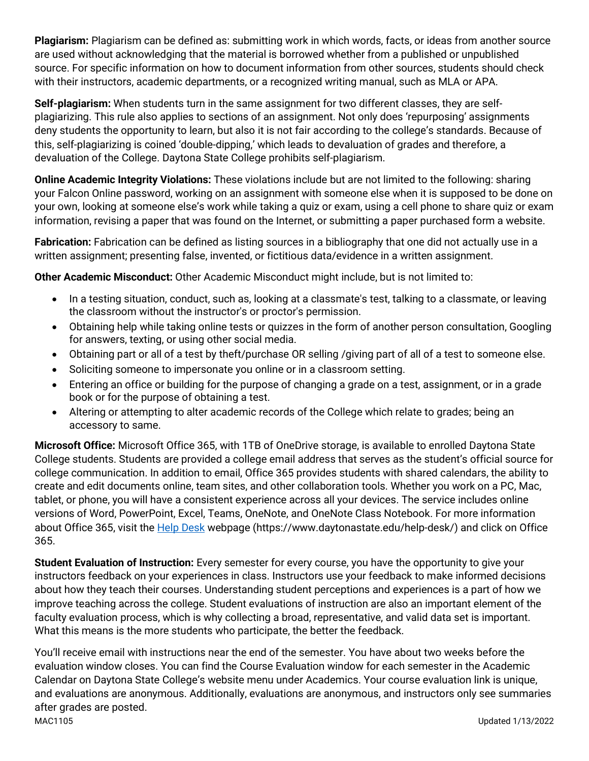**Plagiarism:** Plagiarism can be defined as: submitting work in which words, facts, or ideas from another source are used without acknowledging that the material is borrowed whether from a published or unpublished source. For specific information on how to document information from other sources, students should check with their instructors, academic departments, or a recognized writing manual, such as MLA or APA.

**Self-plagiarism:** When students turn in the same assignment for two different classes, they are self-plagiarizing. This rule also applies to sections of an assignment. Not only does 'repurposing' assignments deny students the opportunity to learn, but also it is not fair according to the college's standards. Because of this, self-plagiarizing is coined 'double-dipping,' which leads to devaluation of grades and therefore, a devaluation of the College. Daytona State College prohibits self-plagiarism.

**Online Academic Integrity Violations:** These violations include but are not limited to the following: sharing your Falcon Online password, working on an assignment with someone else when it is supposed to be done on your own, looking at someone else's work while taking a quiz or exam, using a cell phone to share quiz or exam information, revising a paper that was found on the Internet, or submitting a paper purchased form a website.

**Fabrication:** Fabrication can be defined as listing sources in a bibliography that one did not actually use in a written assignment; presenting false, invented, or fictitious data/evidence in a written assignment.

**Other Academic Misconduct:** Other Academic Misconduct might include, but is not limited to:

- In a testing situation, conduct, such as, looking at a classmate's test, talking to a classmate, or leaving the classroom without the instructor's or proctor's permission.
- Obtaining help while taking online tests or quizzes in the form of another person consultation, Googling for answers, texting, or using other social media.
- Obtaining part or all of a test by theft/purchase OR selling /giving part of all of a test to someone else.
- Soliciting someone to impersonate you online or in a classroom setting.
- Entering an office or building for the purpose of changing a grade on a test, assignment, or in a grade book or for the purpose of obtaining a test.
- Altering or attempting to alter academic records of the College which relate to grades; being an accessory to same.

**Microsoft Office:** Microsoft Office 365, with 1TB of OneDrive storage, is available to enrolled Daytona State College students. Students are provided a college email address that serves as the student's official source for college communication. In addition to email, Office 365 provides students with shared calendars, the ability to create and edit documents online, team sites, and other collaboration tools. Whether you work on a PC, Mac, tablet, or phone, you will have a consistent experience across all your devices. The service includes online versions of Word, PowerPoint, Excel, Teams, OneNote, and OneNote Class Notebook. For more information about Office 365, visit the [Help Desk](https://www.daytonastate.edu/help-desk/) webpage (https://www.daytonastate.edu/help-desk/) and click on Office 365.

**Student Evaluation of Instruction:** Every semester for every course, you have the opportunity to give your instructors feedback on your experiences in class. Instructors use your feedback to make informed decisions about how they teach their courses. Understanding student perceptions and experiences is a part of how we improve teaching across the college. Student evaluations of instruction are also an important element of the faculty evaluation process, which is why collecting a broad, representative, and valid data set is important. What this means is the more students who participate, the better the feedback.

You'll receive email with instructions near the end of the semester. You have about two weeks before the evaluation window closes. You can find the Course Evaluation window for each semester in the Academic Calendar on Daytona State College's website menu under Academics. Your course evaluation link is unique, and evaluations are anonymous. Additionally, evaluations are anonymous, and instructors only see summaries after grades are posted.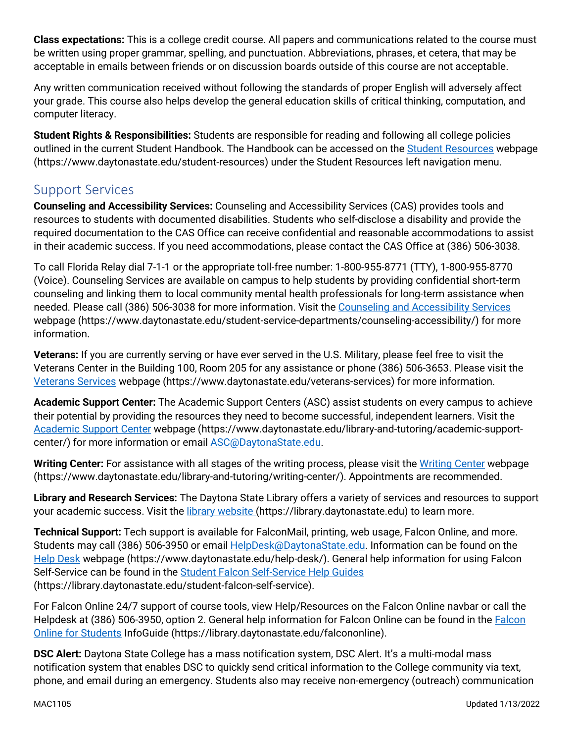**Class expectations:** This is a college credit course. All papers and communications related to the course must be written using proper grammar, spelling, and punctuation. Abbreviations, phrases, et cetera, that may be acceptable in emails between friends or on discussion boards outside of this course are not acceptable.

Any written communication received without following the standards of proper English will adversely affect your grade. This course also helps develop the general education skills of critical thinking, computation, and computer literacy.

**Student Rights & Responsibilities:** Students are responsible for reading and following all college policies outlined in the current Student Handbook. The Handbook can be accessed on the Student Resources webpage (https://www.daytonastate.edu/student-resources) under the Student Resources left navigation menu.

## Support Services

**Counseling and Accessibility Services:** Counseling and Accessibility Services (CAS) provides tools and resources to students with documented disabilities. Students who self-disclose a disability and provide the required documentation to the CAS Office can receive confidential and reasonable accommodations to assist in their academic success. If you need accommodations, please contact the CAS Office at (386) 506-3038.

To call Florida Relay dial 7-1-1 or the appropriate toll-free number: 1-800-955-8771 (TTY), 1-800-955-8770 (Voice). Counseling Services are available on campus to help students by providing confidential short-term counseling and linking them to local community mental health professionals for long-term assistance when needed. Please call (386) 506-3038 for more information. Visit the Counseling and Accessibility Services webpage (https://www.daytonastate.edu/student-service-departments/counseling-accessibility/) for more information.

**Veterans:** If you are currently serving or have ever served in the U.S. Military, please feel free to visit the Veterans Center in the Building 100, Room 205 for any assistance or phone (386) 506-3653. Please visit the Veterans Services webpage (https://www.daytonastate.edu/veterans-services) for more information.

**Academic Support Center:** The Academic Support Centers (ASC) assist students on every campus to achieve their potential by providing the resources they need to become successful, independent learners. Visit the Academic Support Center webpage (https://www.daytonastate.edu/library-and-tutoring/academic-support-center/) for more information or email ASC@DaytonaState.edu.

**Writing Center:** For assistance with all stages of the writing process, please visit the Writing Center webpage (https://www.daytonastate.edu/library-and-tutoring/writing-center/). Appointments are recommended.

**Library and Research Services:** The Daytona State Library offers a variety of services and resources to support your academic success. Visit the library website (https://library.daytonastate.edu) to learn more.

**Technical Support:** Tech support is available for FalconMail, printing, web usage, Falcon Online, and more. Students may call (386) 506-3950 or email HelpDesk@DaytonaState.edu. Information can be found on the Help Desk webpage (https://www.daytonastate.edu/help-desk/). General help information for using Falcon Self-Service can be found in the Student Falcon Self-Service Help Guides (https://library.daytonastate.edu/student-falcon-self-service).

For Falcon Online 24/7 support of course tools, view Help/Resources on the Falcon Online navbar or call the Helpdesk at (386) 506-3950, option 2. General help information for Falcon Online can be found in the Falcon Online for Students InfoGuide (https://library.daytonastate.edu/falcononline).

**DSC Alert:** Daytona State College has a mass notification system, DSC Alert. It's a multi-modal mass notification system that enables DSC to quickly send critical information to the College community via text, phone, and email during an emergency. Students also may receive non-emergency (outreach) communication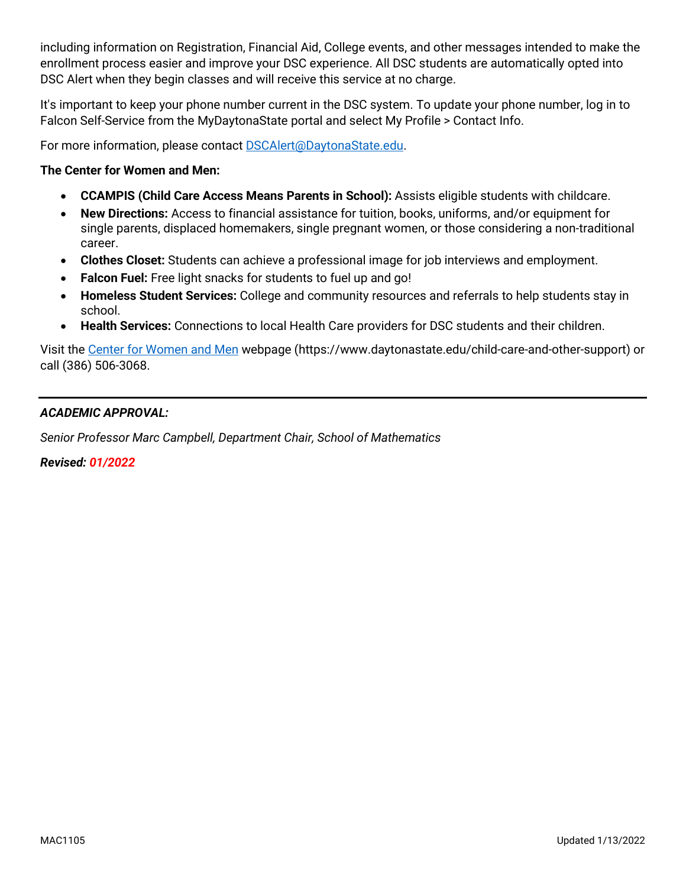including information on Registration, Financial Aid, College events, and other messages intended to make the enrollment process easier and improve your DSC experience. All DSC students are automatically opted into DSC Alert when they begin classes and will receive this service at no charge.

It's important to keep your phone number current in the DSC system. To update your phone number, log in to Falcon Self-Service from the MyDaytonaState portal and select My Profile > Contact Info.

For more information, please contact [DSCAlert@DaytonaState.edu](mailto:DSCAlert@DaytonaState.edu).

**The Center for Women and Men:**

- **CCAMPIS (Child Care Access Means Parents in School):** Assists eligible students with childcare.
- **New Directions:** Access to financial assistance for tuition, books, uniforms, and/or equipment for single parents, displaced homemakers, single pregnant women, or those considering a non-traditional career.
- **Clothes Closet:** Students can achieve a professional image for job interviews and employment.
- **Falcon Fuel:** Free light snacks for students to fuel up and go!
- **Homeless Student Services:** College and community resources and referrals to help students stay in school.
- **Health Services:** Connections to local Health Care providers for DSC students and their children.

Visit the [Center for Women and Men](https://www.daytonastate.edu/child-care-and-other-support) webpage (https://www.daytonastate.edu/child-care-and-other-support) or call (386) 506-3068.

---

***ACADEMIC APPROVAL:***

*Senior Professor Marc Campbell, Department Chair, School of Mathematics*

***Revised: 01/2022***